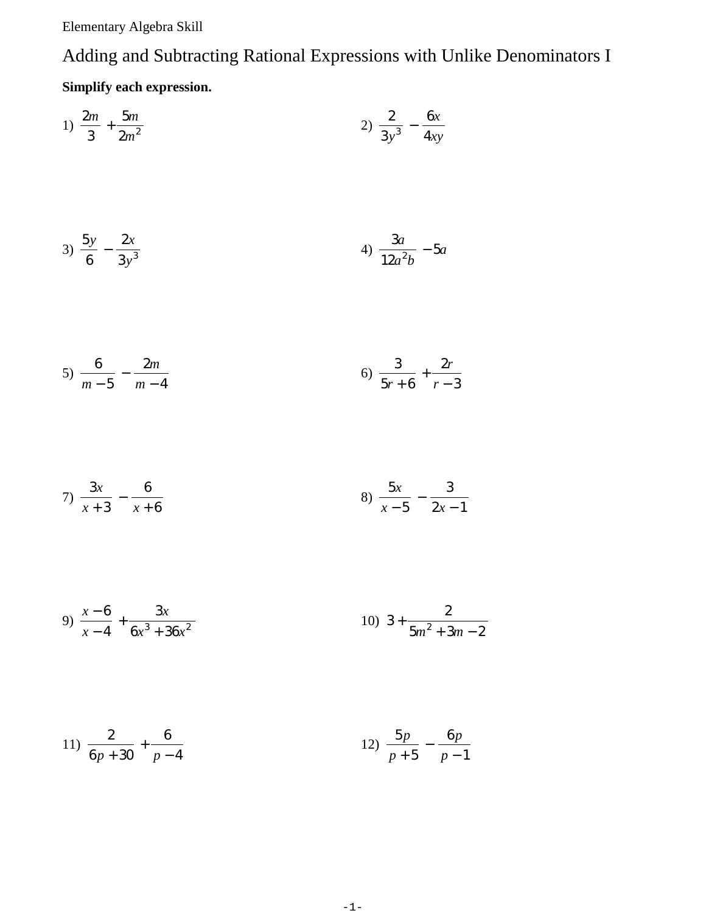Elementary Algebra Skill

# Adding and Subtracting Rational Expressions with Unlike Denominators I

**Simplify each expression.**

1) $\frac{2m}{3} + \frac{5m}{2m^2}$

2) $\frac{2}{3y^3} - \frac{6x}{4xy}$

3) $\frac{5y}{6} - \frac{2x}{3y^3}$

4) $\frac{3a}{12a^2b} - 5a$

5) $\frac{6}{m-5} - \frac{2m}{m-4}$

6) $\frac{3}{5r+6} + \frac{2r}{r-3}$

7) $\frac{3x}{x+3} - \frac{6}{x+6}$

8) $\frac{5x}{x-5} - \frac{3}{2x-1}$

9) $\frac{x-6}{x-4} + \frac{3x}{6x^3+36x^2}$

10) $3 + \frac{2}{5m^2+3m-2}$

11) $\frac{2}{6p+30} + \frac{6}{p-4}$

12) $\frac{5p}{p+5} - \frac{6p}{p-1}$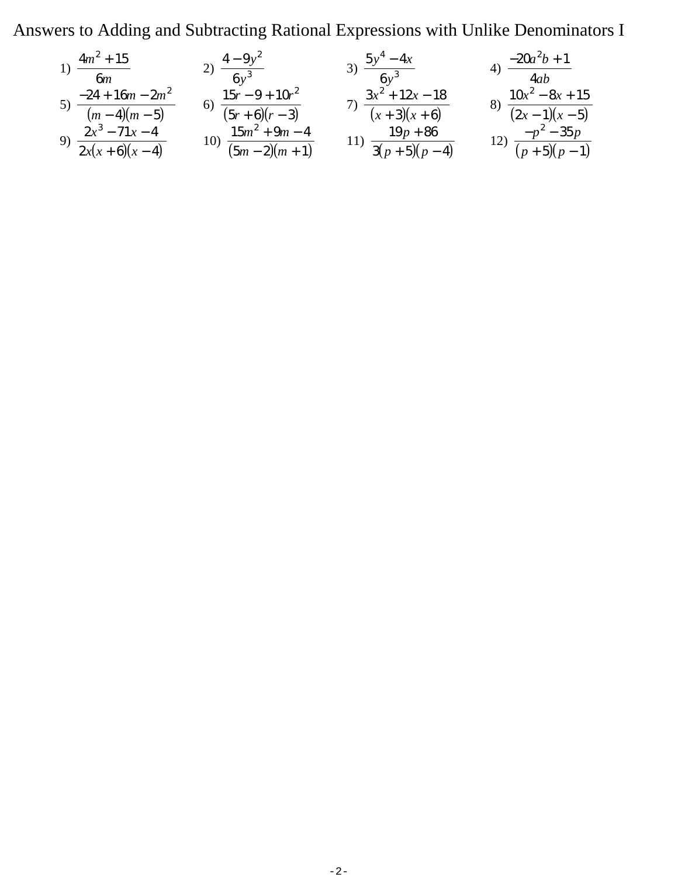# Answers to Adding and Subtracting Rational Expressions with Unlike Denominators I

| | | | |
|---|---|---|---|
| 1) $\dfrac{4m^2+15}{6m}$ | 2) $\dfrac{4-9y^2}{6y^3}$ | 3) $\dfrac{5y^4-4x}{6y^3}$ | 4) $\dfrac{-20a^2b+1}{4ab}$ |
| 5) $\dfrac{-24+16m-2m^2}{(m-4)(m-5)}$ | 6) $\dfrac{15r-9+10r^2}{(5r+6)(r-3)}$ | 7) $\dfrac{3x^2+12x-18}{(x+3)(x+6)}$ | 8) $\dfrac{10x^2-8x+15}{(2x-1)(x-5)}$ |
| 9) $\dfrac{2x^3-71x-4}{2x(x+6)(x-4)}$ | 10) $\dfrac{15m^2+9m-4}{(5m-2)(m+1)}$ | 11) $\dfrac{19p+86}{3(p+5)(p-4)}$ | 12) $\dfrac{-p^2-35p}{(p+5)(p-1)}$ |